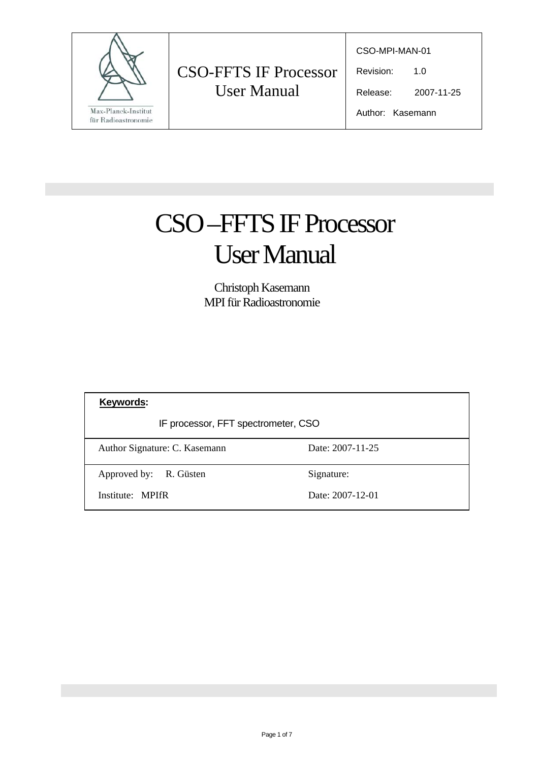| Max-Planck-Institut für Radioastronomie | CSO-FFTS IF Processor User Manual | CSO-MPI-MAN-01<br>Revision: 1.0<br>Release: 2007-11-25<br>Author: Kasemann |
|---|---|---|

# CSO –FFTS IF Processor User Manual

Christoph Kasemann
MPI für Radioastronomie

| **Keywords:**<br>IF processor, FFT spectrometer, CSO | |
|---|---|
| Author Signature: C. Kasemann | Date: 2007-11-25 |
| Approved by: R. Güsten<br>Institute: MPIfR | Signature:<br>Date: 2007-12-01 |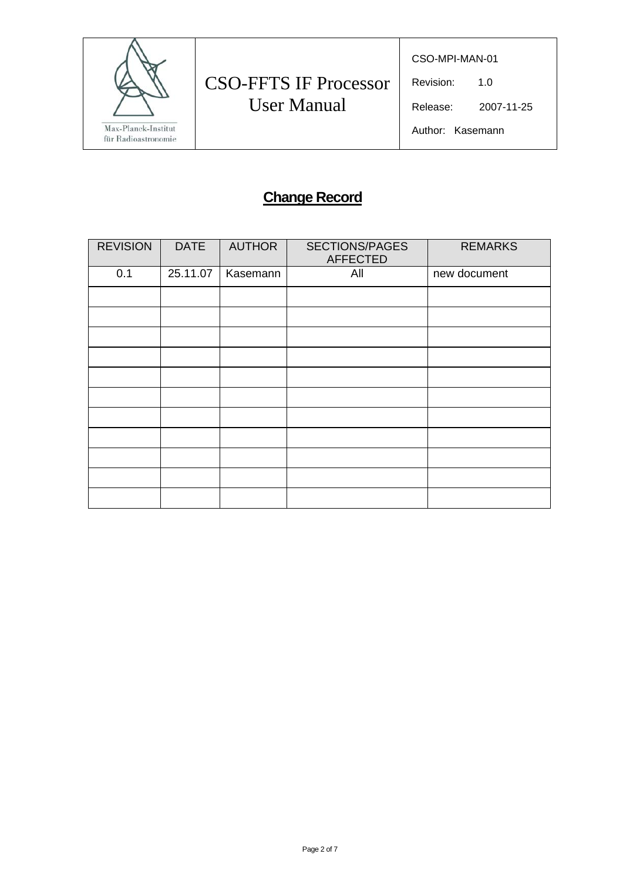## Change Record

| REVISION | DATE | AUTHOR | SECTIONS/PAGES AFFECTED | REMARKS |
|---|---|---|---|---|
| 0.1 | 25.11.07 | Kasemann | All | new document |
| | | | | |
| | | | | |
| | | | | |
| | | | | |
| | | | | |
| | | | | |
| | | | | |
| | | | | |
| | | | | |
| | | | | |
| | | | | |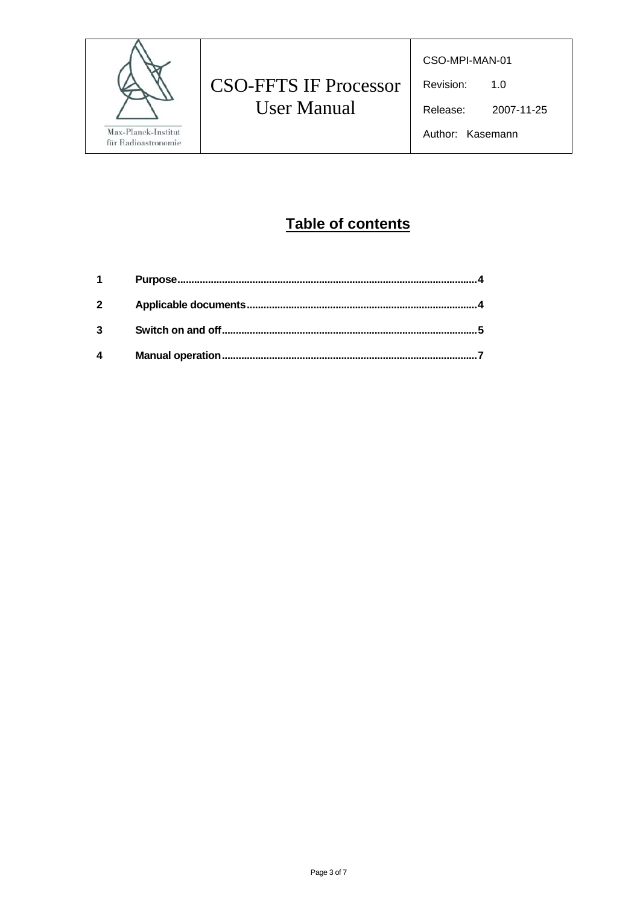# Table of contents

| | | |
|---|---|---|
| 1 | Purpose | 4 |
| 2 | Applicable documents | 4 |
| 3 | Switch on and off | 5 |
| 4 | Manual operation | 7 |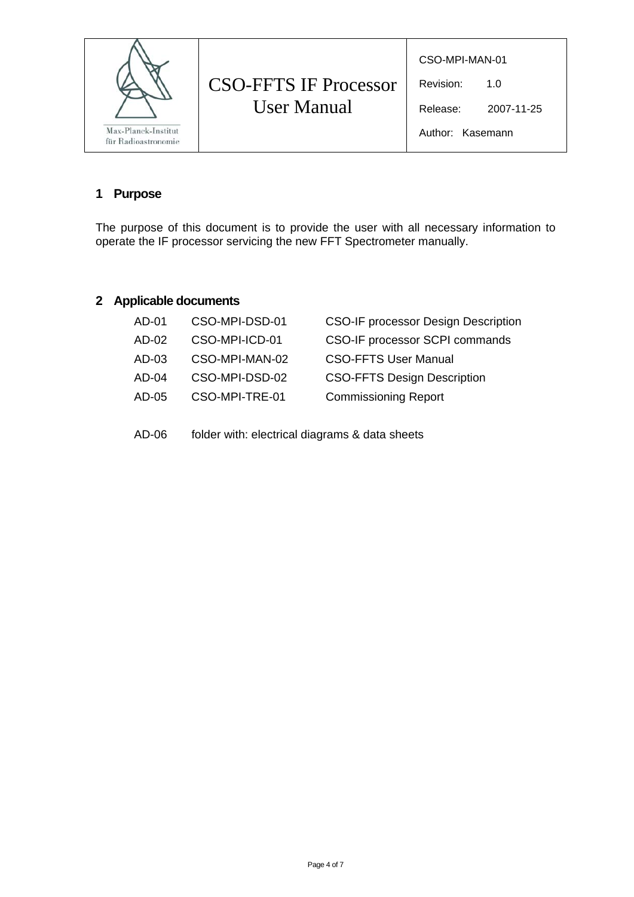## 1 Purpose

The purpose of this document is to provide the user with all necessary information to operate the IF processor servicing the new FFT Spectrometer manually.

## 2 Applicable documents

| | | |
|---|---|---|
| AD-01 | CSO-MPI-DSD-01 | CSO-IF processor Design Description |
| AD-02 | CSO-MPI-ICD-01 | CSO-IF processor SCPI commands |
| AD-03 | CSO-MPI-MAN-02 | CSO-FFTS User Manual |
| AD-04 | CSO-MPI-DSD-02 | CSO-FFTS Design Description |
| AD-05 | CSO-MPI-TRE-01 | Commissioning Report |

AD-06 folder with: electrical diagrams & data sheets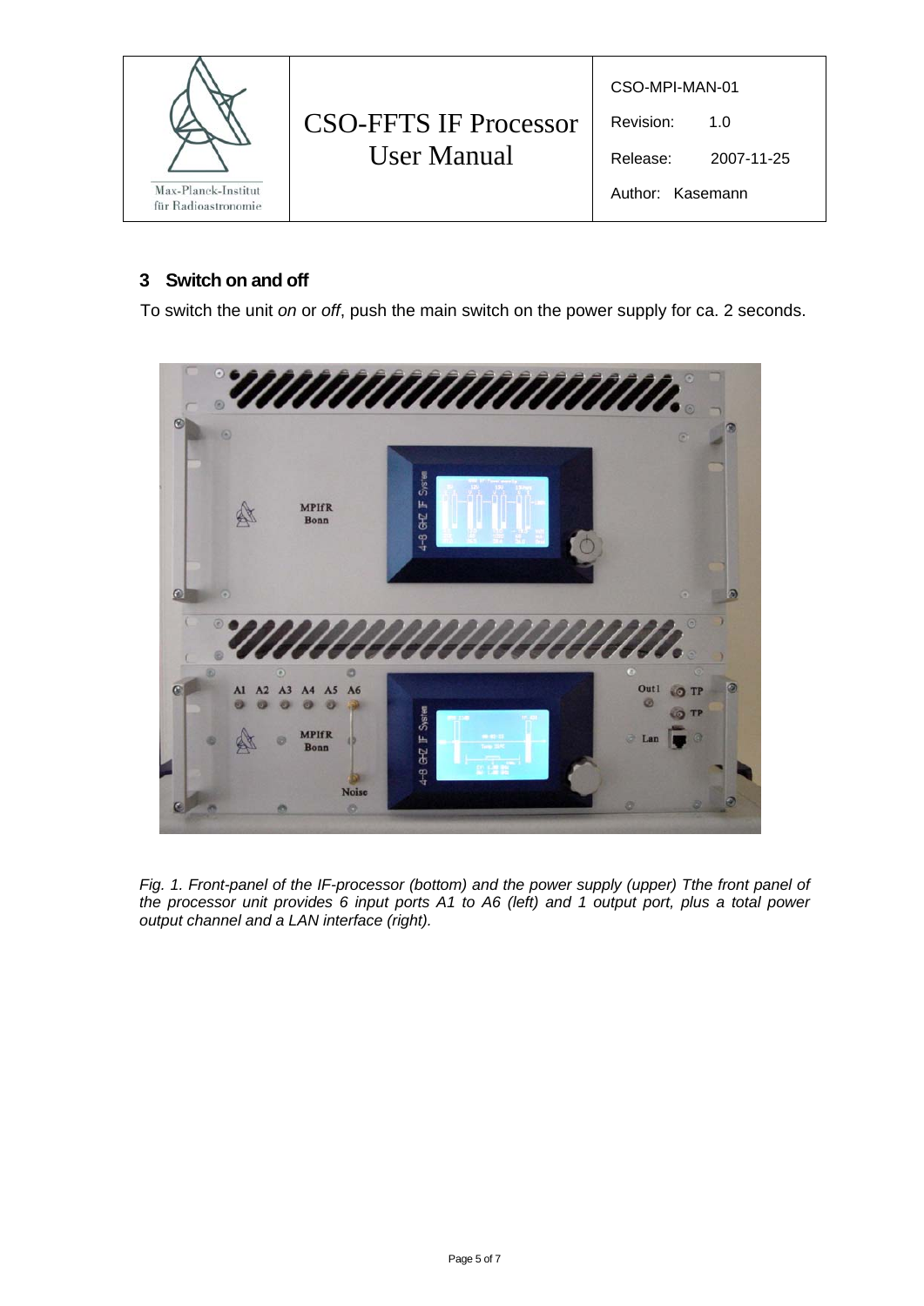## 3 Switch on and off

To switch the unit *on* or *off*, push the main switch on the power supply for ca. 2 seconds.

*Fig. 1. Front-panel of the IF-processor (bottom) and the power supply (upper) Tthe front panel of the processor unit provides 6 input ports A1 to A6 (left) and 1 output port, plus a total power output channel and a LAN interface (right).*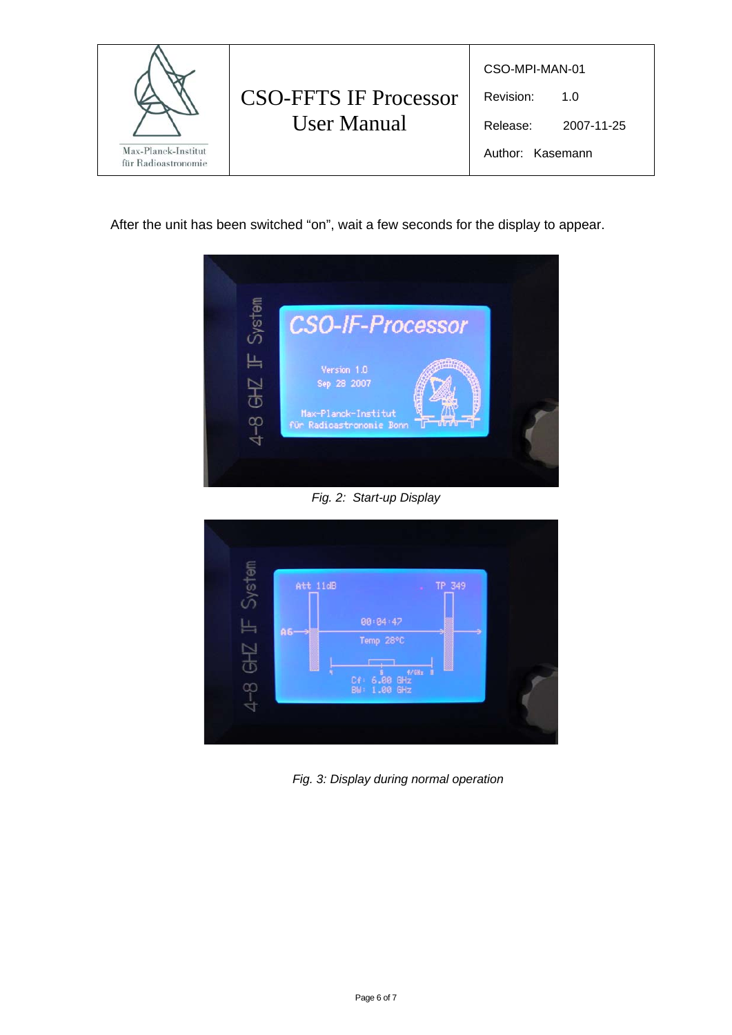After the unit has been switched “on”, wait a few seconds for the display to appear.

*Fig. 2: Start-up Display*

*Fig. 3: Display during normal operation*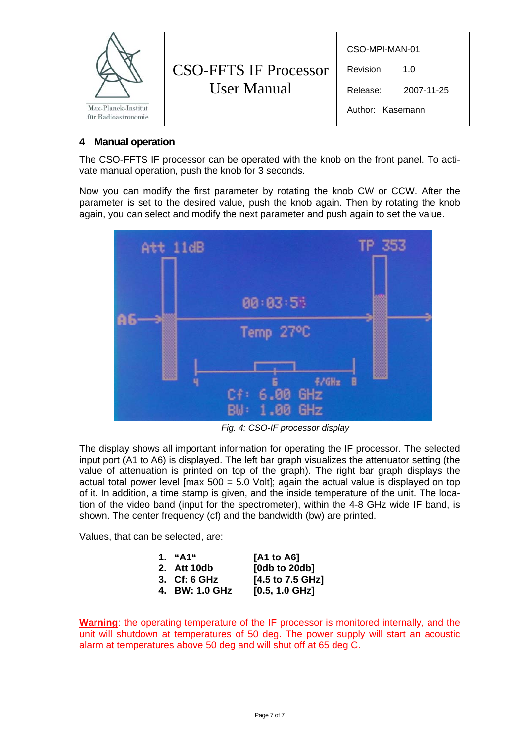## 4 Manual operation

The CSO-FFTS IF processor can be operated with the knob on the front panel. To activate manual operation, push the knob for 3 seconds.

Now you can modify the first parameter by rotating the knob CW or CCW. After the parameter is set to the desired value, push the knob again. Then by rotating the knob again, you can select and modify the next parameter and push again to set the value.

*Fig. 4: CSO-IF processor display*

The display shows all important information for operating the IF processor. The selected input port (A1 to A6) is displayed. The left bar graph visualizes the attenuator setting (the value of attenuation is printed on top of the graph). The right bar graph displays the actual total power level [max 500 = 5.0 Volt]; again the actual value is displayed on top of it. In addition, a time stamp is given, and the inside temperature of the unit. The location of the video band (input for the spectrometer), within the 4-8 GHz wide IF band, is shown. The center frequency (cf) and the bandwidth (bw) are printed.

Values, that can be selected, are:

1. **"A1"** **[A1 to A6]**
2. **Att 10db** **[0db to 20db]**
3. **Cf: 6 GHz** **[4.5 to 7.5 GHz]**
4. **BW: 1.0 GHz** **[0.5, 1.0 GHz]**

**Warning**: the operating temperature of the IF processor is monitored internally, and the unit will shutdown at temperatures of 50 deg. The power supply will start an acoustic alarm at temperatures above 50 deg and will shut off at 65 deg C.